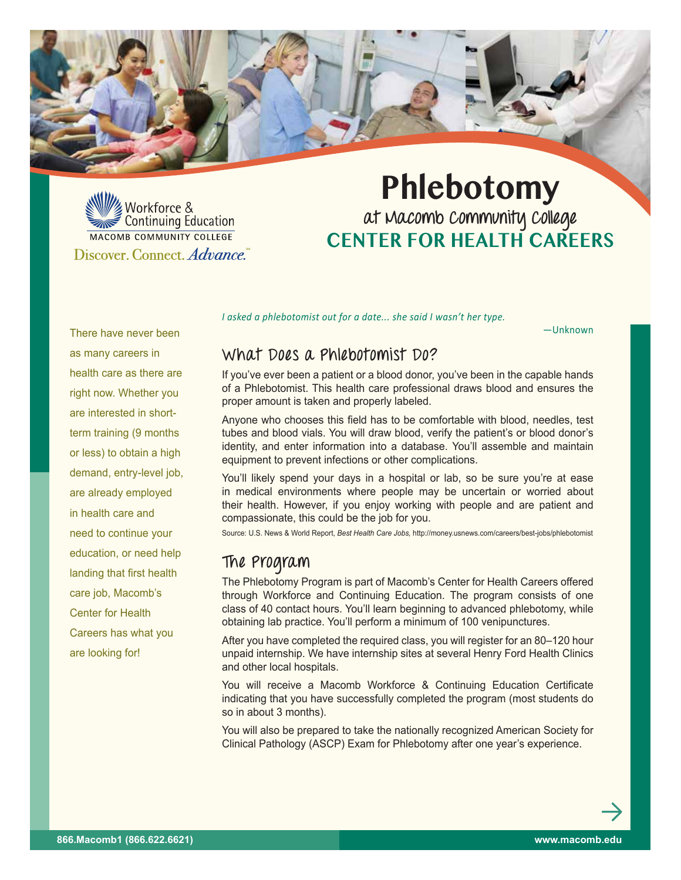Workforce & Continuing Education

MACOMB COMMUNITY COLLEGE

Discover. Connect. *Advance.*

# Phlebotomy

## at Macomb Community College

## CENTER FOR HEALTH CAREERS

There have never been as many careers in health care as there are right now. Whether you are interested in short-term training (9 months or less) to obtain a high demand, entry-level job, are already employed in health care and need to continue your education, or need help landing that first health care job, Macomb's Center for Health Careers has what you are looking for!

*I asked a phlebotomist out for a date... she said I wasn't her type.*

—Unknown

### What Does a Phlebotomist Do?

If you've ever been a patient or a blood donor, you've been in the capable hands of a Phlebotomist. This health care professional draws blood and ensures the proper amount is taken and properly labeled.

Anyone who chooses this field has to be comfortable with blood, needles, test tubes and blood vials. You will draw blood, verify the patient's or blood donor's identity, and enter information into a database. You'll assemble and maintain equipment to prevent infections or other complications.

You'll likely spend your days in a hospital or lab, so be sure you're at ease in medical environments where people may be uncertain or worried about their health. However, if you enjoy working with people and are patient and compassionate, this could be the job for you.

Source: U.S. News & World Report, *Best Health Care Jobs,* http://money.usnews.com/careers/best-jobs/phlebotomist

### The Program

The Phlebotomy Program is part of Macomb's Center for Health Careers offered through Workforce and Continuing Education. The program consists of one class of 40 contact hours. You'll learn beginning to advanced phlebotomy, while obtaining lab practice. You'll perform a minimum of 100 venipunctures.

After you have completed the required class, you will register for an 80–120 hour unpaid internship. We have internship sites at several Henry Ford Health Clinics and other local hospitals.

You will receive a Macomb Workforce & Continuing Education Certificate indicating that you have successfully completed the program (most students do so in about 3 months).

You will also be prepared to take the nationally recognized American Society for Clinical Pathology (ASCP) Exam for Phlebotomy after one year's experience.

**866.Macomb1 (866.622.6621)** **www.macomb.edu**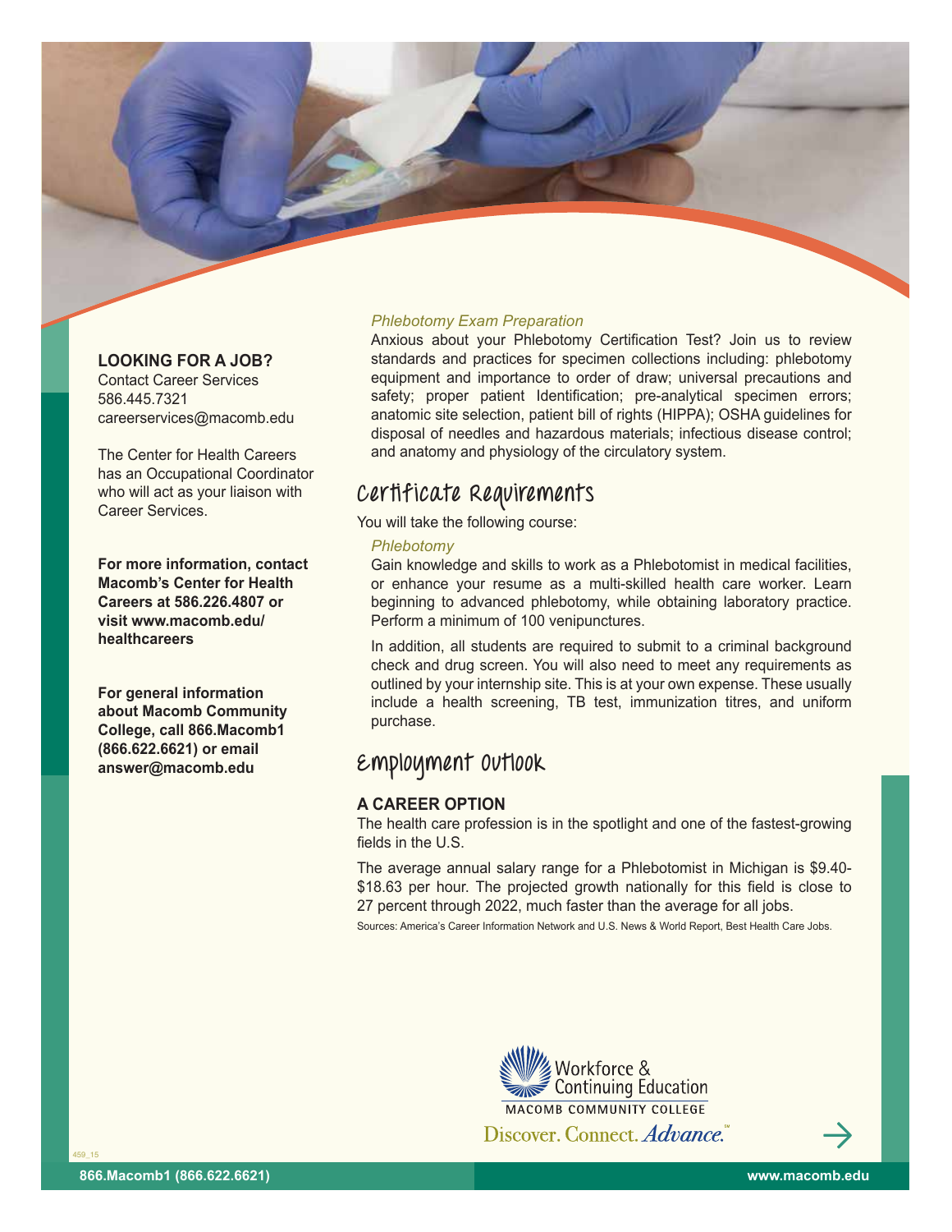**LOOKING FOR A JOB?**
Contact Career Services
586.445.7321
careerservices@macomb.edu

The Center for Health Careers has an Occupational Coordinator who will act as your liaison with Career Services.

**For more information, contact Macomb's Center for Health Careers at 586.226.4807 or visit www.macomb.edu/healthcareers**

**For general information about Macomb Community College, call 866.Macomb1 (866.622.6621) or email answer@macomb.edu**

*Phlebotomy Exam Preparation*

Anxious about your Phlebotomy Certification Test? Join us to review standards and practices for specimen collections including: phlebotomy equipment and importance to order of draw; universal precautions and safety; proper patient Identification; pre-analytical specimen errors; anatomic site selection, patient bill of rights (HIPPA); OSHA guidelines for disposal of needles and hazardous materials; infectious disease control; and anatomy and physiology of the circulatory system.

## Certificate Requirements

You will take the following course:

*Phlebotomy*

Gain knowledge and skills to work as a Phlebotomist in medical facilities, or enhance your resume as a multi-skilled health care worker. Learn beginning to advanced phlebotomy, while obtaining laboratory practice. Perform a minimum of 100 venipunctures.

In addition, all students are required to submit to a criminal background check and drug screen. You will also need to meet any requirements as outlined by your internship site. This is at your own expense. These usually include a health screening, TB test, immunization titres, and uniform purchase.

## Employment Outlook

**A CAREER OPTION**

The health care profession is in the spotlight and one of the fastest-growing fields in the U.S.

The average annual salary range for a Phlebotomist in Michigan is $9.40-$18.63 per hour. The projected growth nationally for this field is close to 27 percent through 2022, much faster than the average for all jobs.

Sources: America's Career Information Network and U.S. News & World Report, Best Health Care Jobs.

Workforce & Continuing Education
MACOMB COMMUNITY COLLEGE
Discover. Connect. *Advance.*

459_15

866.Macomb1 (866.622.6621)

www.macomb.edu